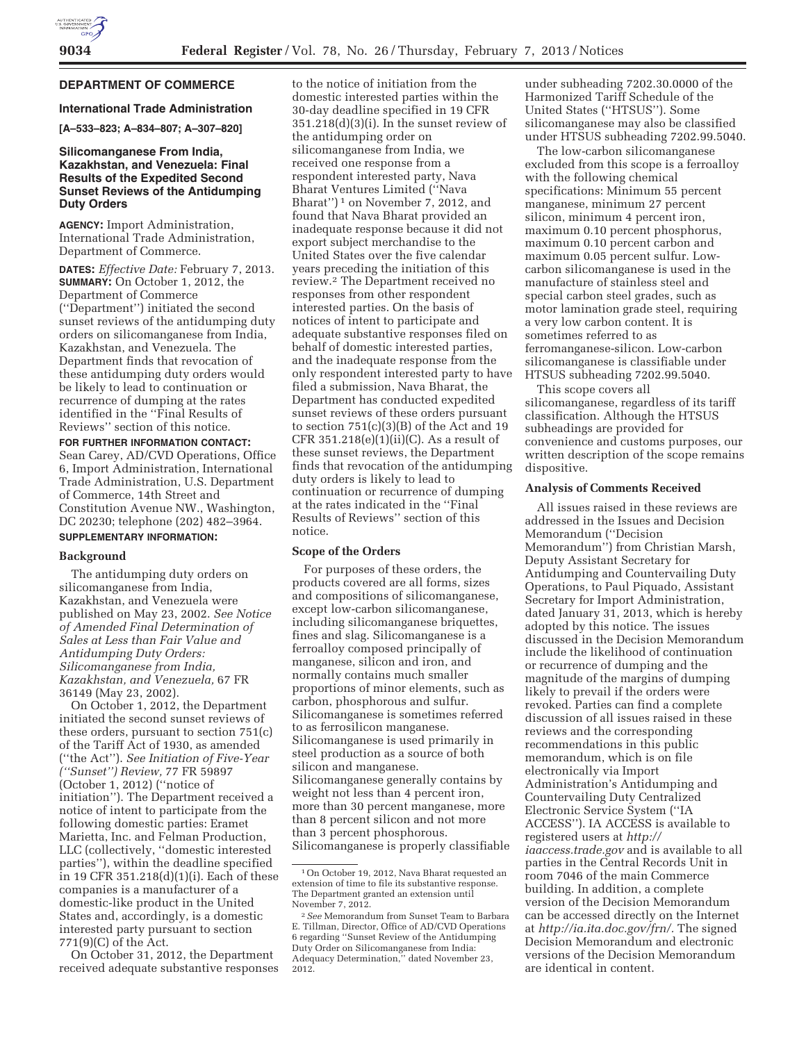## DEPARTMENT OF COMMERCE

### International Trade Administration

**[A–533–823; A–834–807; A–307–820]**

### Silicomanganese From India, Kazakhstan, and Venezuela: Final Results of the Expedited Second Sunset Reviews of the Antidumping Duty Orders

**AGENCY:** Import Administration, International Trade Administration, Department of Commerce.

**DATES:** *Effective Date:* February 7, 2013.

**SUMMARY:** On October 1, 2012, the Department of Commerce (''Department'') initiated the second sunset reviews of the antidumping duty orders on silicomanganese from India, Kazakhstan, and Venezuela. The Department finds that revocation of these antidumping duty orders would be likely to lead to continuation or recurrence of dumping at the rates identified in the ''Final Results of Reviews'' section of this notice.

**FOR FURTHER INFORMATION CONTACT:** Sean Carey, AD/CVD Operations, Office 6, Import Administration, International Trade Administration, U.S. Department of Commerce, 14th Street and Constitution Avenue NW., Washington, DC 20230; telephone (202) 482–3964.

**SUPPLEMENTARY INFORMATION:**

#### Background

The antidumping duty orders on silicomanganese from India, Kazakhstan, and Venezuela were published on May 23, 2002. *See Notice of Amended Final Determination of Sales at Less than Fair Value and Antidumping Duty Orders: Silicomanganese from India, Kazakhstan, and Venezuela,* 67 FR 36149 (May 23, 2002).

On October 1, 2012, the Department initiated the second sunset reviews of these orders, pursuant to section 751(c) of the Tariff Act of 1930, as amended (''the Act''). *See Initiation of Five-Year (''Sunset'') Review,* 77 FR 59897 (October 1, 2012) (''notice of initiation''). The Department received a notice of intent to participate from the following domestic parties: Eramet Marietta, Inc. and Felman Production, LLC (collectively, ''domestic interested parties''), within the deadline specified in 19 CFR 351.218(d)(1)(i). Each of these companies is a manufacturer of a domestic-like product in the United States and, accordingly, is a domestic interested party pursuant to section 771(9)(C) of the Act.

On October 31, 2012, the Department received adequate substantive responses to the notice of initiation from the domestic interested parties within the 30-day deadline specified in 19 CFR 351.218(d)(3)(i). In the sunset review of the antidumping order on silicomanganese from India, we received one response from a respondent interested party, Nava Bharat Ventures Limited (''Nava Bharat'') [1] on November 7, 2012, and found that Nava Bharat provided an inadequate response because it did not export subject merchandise to the United States over the five calendar years preceding the initiation of this review.[2] The Department received no responses from other respondent interested parties. On the basis of notices of intent to participate and adequate substantive responses filed on behalf of domestic interested parties, and the inadequate response from the only respondent interested party to have filed a submission, Nava Bharat, the Department has conducted expedited sunset reviews of these orders pursuant to section 751(c)(3)(B) of the Act and 19 CFR 351.218(e)(1)(ii)(C). As a result of these sunset reviews, the Department finds that revocation of the antidumping duty orders is likely to lead to continuation or recurrence of dumping at the rates indicated in the ''Final Results of Reviews'' section of this notice.

#### Scope of the Orders

For purposes of these orders, the products covered are all forms, sizes and compositions of silicomanganese, except low-carbon silicomanganese, including silicomanganese briquettes, fines and slag. Silicomanganese is a ferroalloy composed principally of manganese, silicon and iron, and normally contains much smaller proportions of minor elements, such as carbon, phosphorous and sulfur. Silicomanganese is sometimes referred to as ferrosilicon manganese. Silicomanganese is used primarily in steel production as a source of both silicon and manganese. Silicomanganese generally contains by weight not less than 4 percent iron, more than 30 percent manganese, more than 8 percent silicon and not more than 3 percent phosphorous. Silicomanganese is properly classifiable under subheading 7202.30.0000 of the Harmonized Tariff Schedule of the United States (''HTSUS''). Some silicomanganese may also be classified under HTSUS subheading 7202.99.5040.

The low-carbon silicomanganese excluded from this scope is a ferroalloy with the following chemical specifications: Minimum 55 percent manganese, minimum 27 percent silicon, minimum 4 percent iron, maximum 0.10 percent phosphorus, maximum 0.10 percent carbon and maximum 0.05 percent sulfur. Low-carbon silicomanganese is used in the manufacture of stainless steel and special carbon steel grades, such as motor lamination grade steel, requiring a very low carbon content. It is sometimes referred to as ferromanganese-silicon. Low-carbon silicomanganese is classifiable under HTSUS subheading 7202.99.5040.

This scope covers all silicomanganese, regardless of its tariff classification. Although the HTSUS subheadings are provided for convenience and customs purposes, our written description of the scope remains dispositive.

#### Analysis of Comments Received

All issues raised in these reviews are addressed in the Issues and Decision Memorandum (''Decision Memorandum'') from Christian Marsh, Deputy Assistant Secretary for Antidumping and Countervailing Duty Operations, to Paul Piquado, Assistant Secretary for Import Administration, dated January 31, 2013, which is hereby adopted by this notice. The issues discussed in the Decision Memorandum include the likelihood of continuation or recurrence of dumping and the magnitude of the margins of dumping likely to prevail if the orders were revoked. Parties can find a complete discussion of all issues raised in these reviews and the corresponding recommendations in this public memorandum, which is on file electronically via Import Administration's Antidumping and Countervailing Duty Centralized Electronic Service System (''IA ACCESS''). IA ACCESS is available to registered users at *http://iaaccess.trade.gov* and is available to all parties in the Central Records Unit in room 7046 of the main Commerce building. In addition, a complete version of the Decision Memorandum can be accessed directly on the Internet at *http://ia.ita.doc.gov/frn/.* The signed Decision Memorandum and electronic versions of the Decision Memorandum are identical in content.

---

[1] On October 19, 2012, Nava Bharat requested an extension of time to file its substantive response. The Department granted an extension until November 7, 2012.

[2] *See* Memorandum from Sunset Team to Barbara E. Tillman, Director, Office of AD/CVD Operations 6 regarding ''Sunset Review of the Antidumping Duty Order on Silicomanganese from India: Adequacy Determination,'' dated November 23, 2012.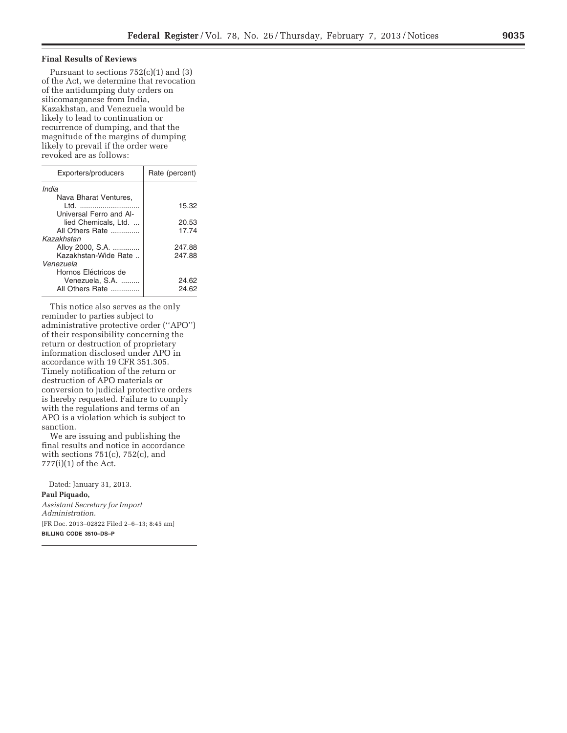### Final Results of Reviews

Pursuant to sections 752(c)(1) and (3) of the Act, we determine that revocation of the antidumping duty orders on silicomanganese from India, Kazakhstan, and Venezuela would be likely to lead to continuation or recurrence of dumping, and that the magnitude of the margins of dumping likely to prevail if the order were revoked are as follows:

| Exporters/producers | Rate (percent) |
| --- | --- |
| *India* | |
| Nava Bharat Ventures, Ltd. | 15.32 |
| Universal Ferro and Allied Chemicals, Ltd. | 20.53 |
| All Others Rate | 17.74 |
| *Kazakhstan* | |
| Alloy 2000, S.A. | 247.88 |
| Kazakhstan-Wide Rate | 247.88 |
| *Venezuela* | |
| Hornos Eléctricos de Venezuela, S.A. | 24.62 |
| All Others Rate | 24.62 |

This notice also serves as the only reminder to parties subject to administrative protective order (''APO'') of their responsibility concerning the return or destruction of proprietary information disclosed under APO in accordance with 19 CFR 351.305. Timely notification of the return or destruction of APO materials or conversion to judicial protective orders is hereby requested. Failure to comply with the regulations and terms of an APO is a violation which is subject to sanction.

We are issuing and publishing the final results and notice in accordance with sections 751(c), 752(c), and 777(i)(1) of the Act.

Dated: January 31, 2013.

**Paul Piquado,**

*Assistant Secretary for Import Administration.*

[FR Doc. 2013–02822 Filed 2–6–13; 8:45 am]

**BILLING CODE 3510–DS–P**